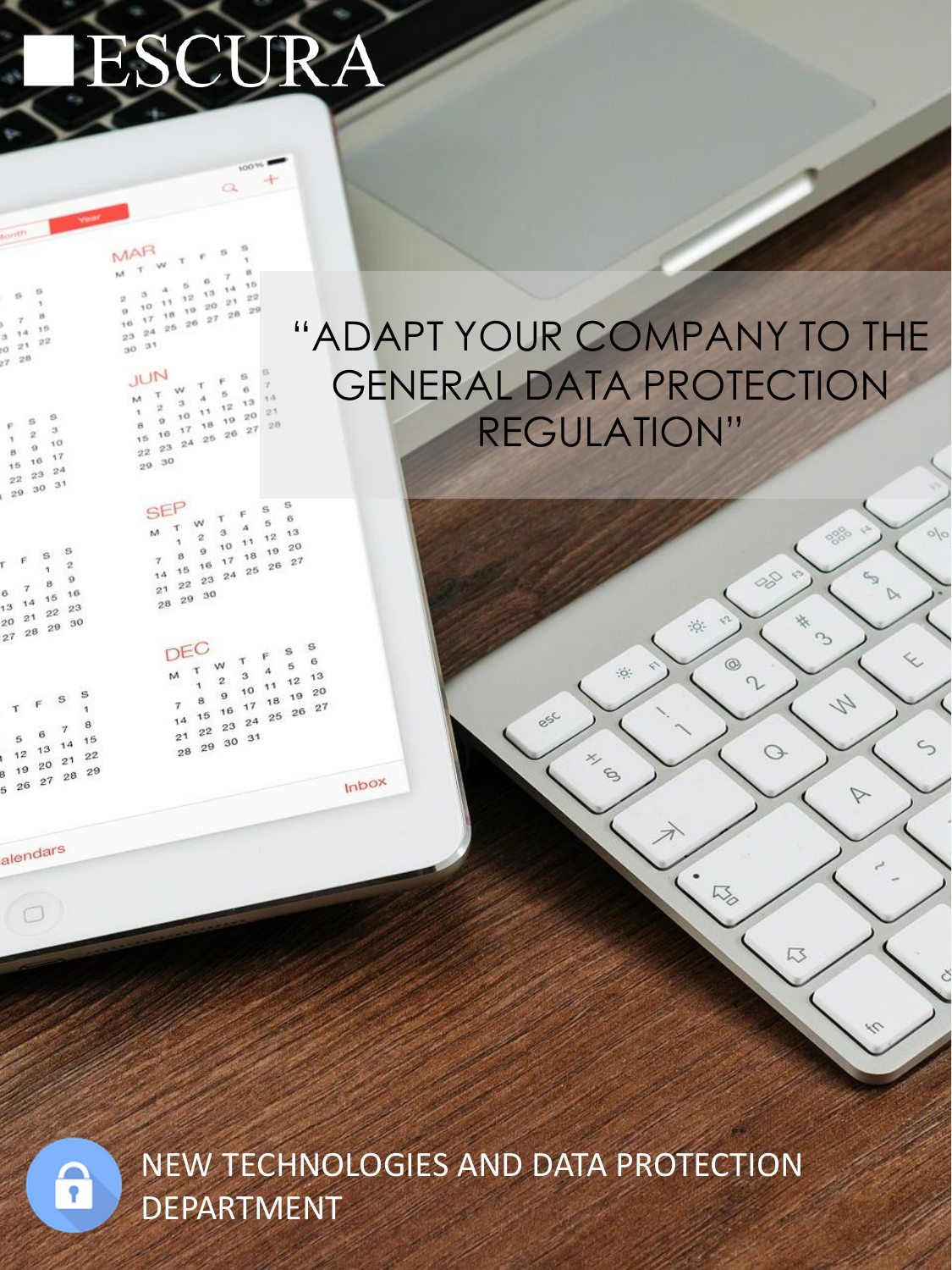# ESCURA

## "ADAPT YOUR COMPANY TO THE GENERAL DATA PROTECTION REGULATION"

NEW TECHNOLOGIES AND DATA PROTECTION DEPARTMENT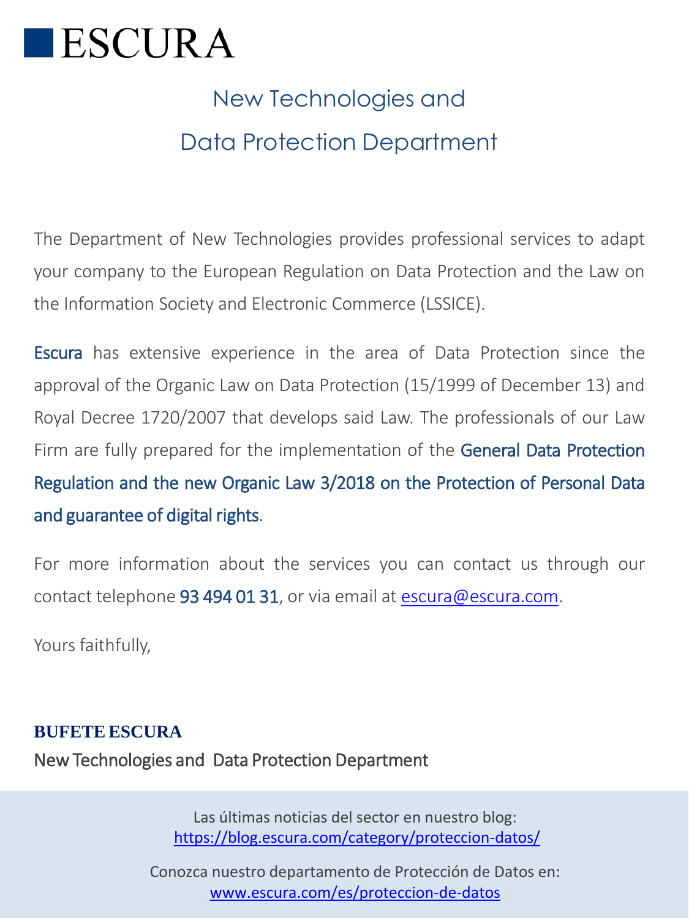# ESCURA

## New Technologies and Data Protection Department

The Department of New Technologies provides professional services to adapt your company to the European Regulation on Data Protection and the Law on the Information Society and Electronic Commerce (LSSICE).

**Escura** has extensive experience in the area of Data Protection since the approval of the Organic Law on Data Protection (15/1999 of December 13) and Royal Decree 1720/2007 that develops said Law. The professionals of our Law Firm are fully prepared for the implementation of the **General Data Protection Regulation and the new Organic Law 3/2018 on the Protection of Personal Data and guarantee of digital rights**.

For more information about the services you can contact us through our contact telephone **93 494 01 31**, or via email at escura@escura.com.

Yours faithfully,

**BUFETE ESCURA**
New Technologies and Data Protection Department

Las últimas noticias del sector en nuestro blog:
https://blog.escura.com/category/proteccion-datos/

Conozca nuestro departamento de Protección de Datos en:
www.escura.com/es/proteccion-de-datos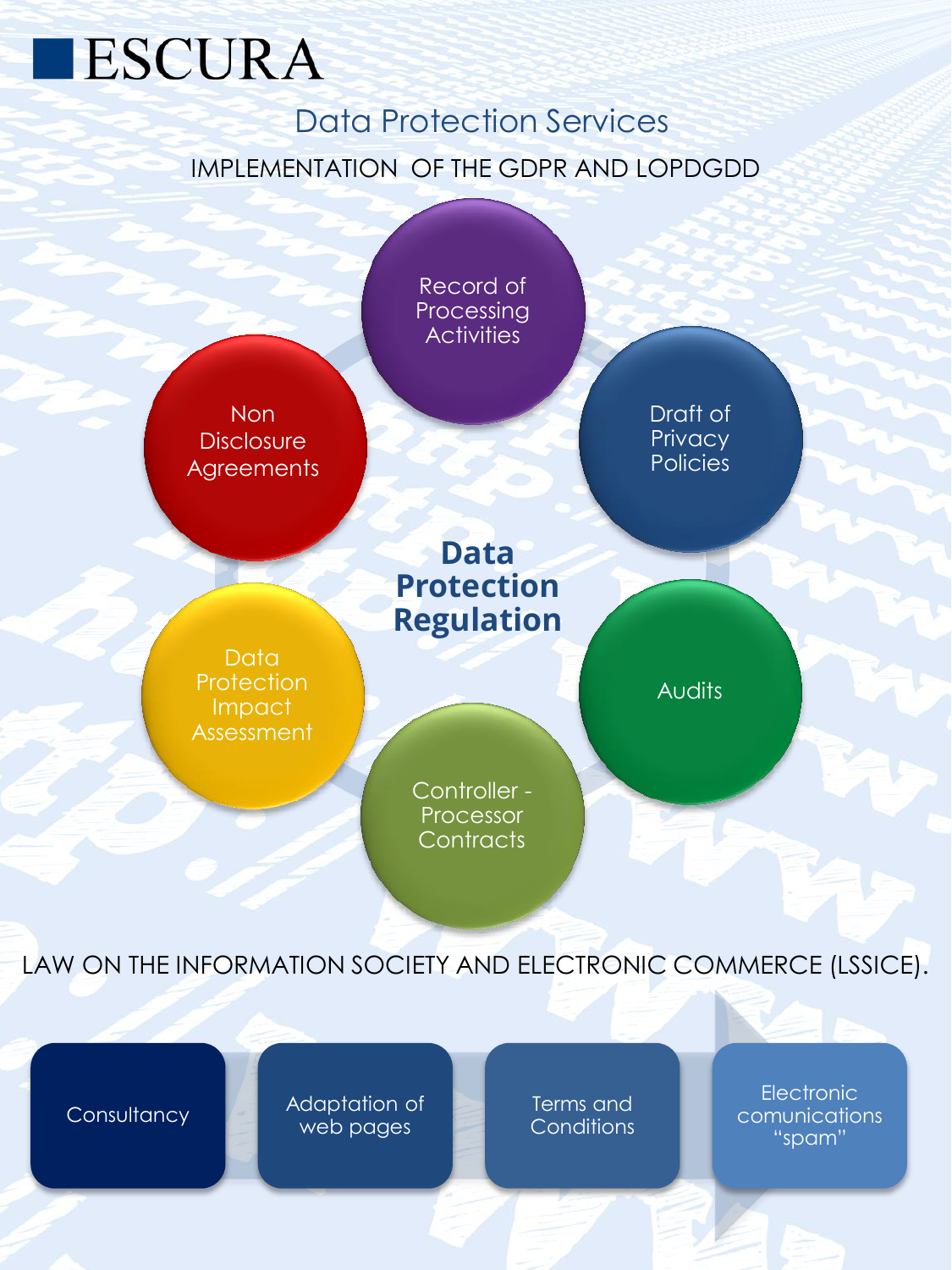# ESCURA

## Data Protection Services

IMPLEMENTATION OF THE GDPR AND LOPDGDD

**Data Protection Regulation**

- Record of Processing Activities
- Draft of Privacy Policies
- Audits
- Controller - Processor Contracts
- Data Protection Impact Assessment
- Non Disclosure Agreements

LAW ON THE INFORMATION SOCIETY AND ELECTRONIC COMMERCE (LSSICE).

- Consultancy
- Adaptation of web pages
- Terms and Conditions
- Electronic comunications "spam"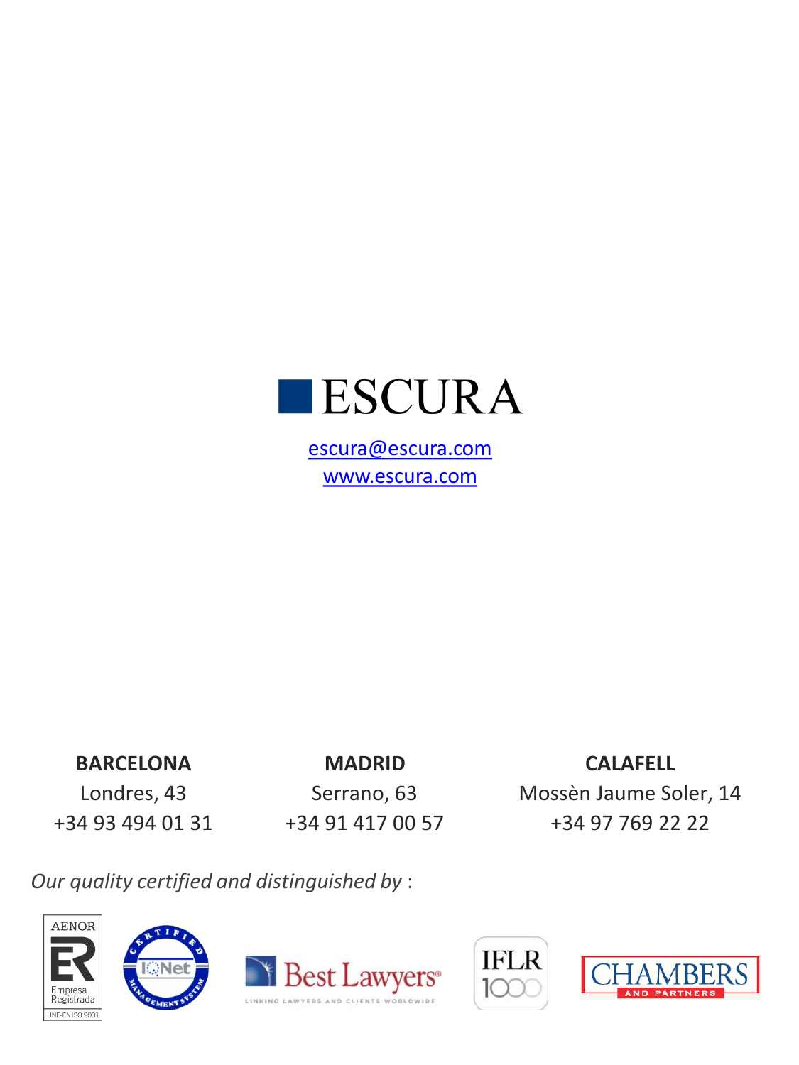# ESCURA

escura@escura.com
www.escura.com

**BARCELONA**
Londres, 43
+34 93 494 01 31

**MADRID**
Serrano, 63
+34 91 417 00 57

**CALAFELL**
Mossèn Jaume Soler, 14
+34 97 769 22 22

*Our quality certified and distinguished by* :